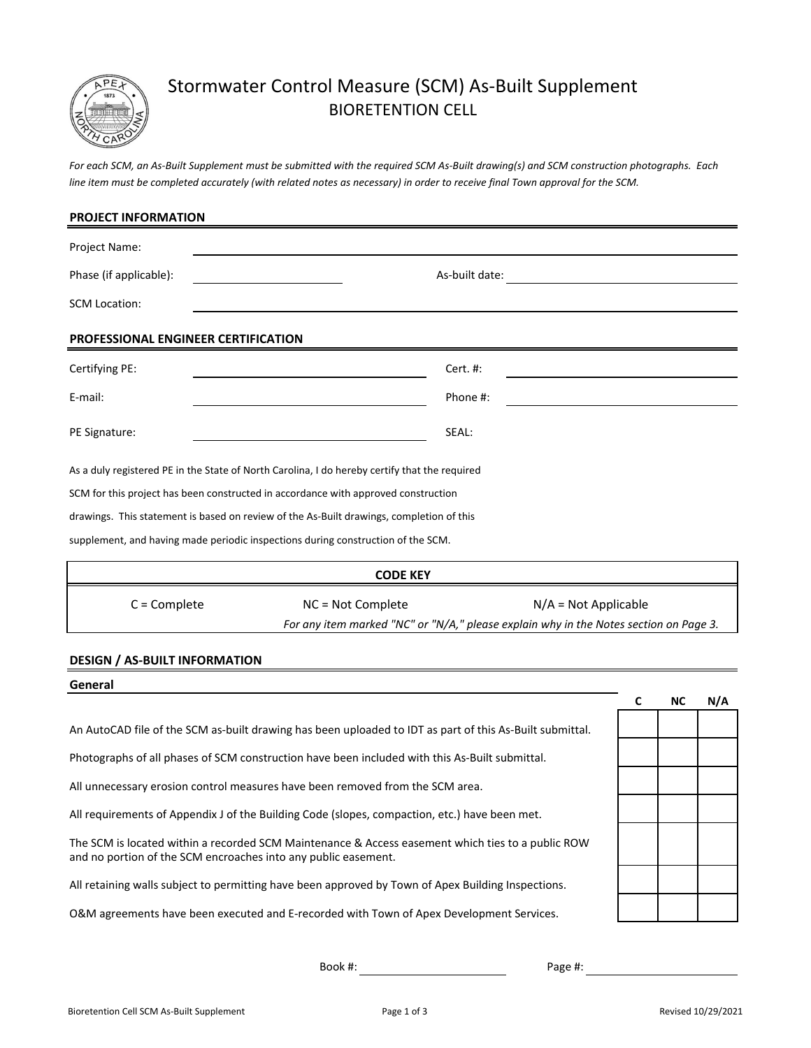# Stormwater Control Measure (SCM) As-Built Supplement
## BIORETENTION CELL

*For each SCM, an As-Built Supplement must be submitted with the required SCM As-Built drawing(s) and SCM construction photographs. Each line item must be completed accurately (with related notes as necessary) in order to receive final Town approval for the SCM.*

### PROJECT INFORMATION

Project Name: ______________________________

Phase (if applicable): ______________ As-built date: ______________

SCM Location: ______________________________

### PROFESSIONAL ENGINEER CERTIFICATION

Certifying PE: ______________ Cert. #: ______________

E-mail: ______________ Phone #: ______________

PE Signature: ______________ SEAL:

As a duly registered PE in the State of North Carolina, I do hereby certify that the required SCM for this project has been constructed in accordance with approved construction drawings. This statement is based on review of the As-Built drawings, completion of this supplement, and having made periodic inspections during construction of the SCM.

| CODE KEY | | |
|---|---|---|
| C = Complete | NC = Not Complete | N/A = Not Applicable |
| | *For any item marked "NC" or "N/A," please explain why in the Notes section on Page 3.* | |

### DESIGN / AS-BUILT INFORMATION

**General**

| | C | NC | N/A |
|---|---|---|---|
| An AutoCAD file of the SCM as-built drawing has been uploaded to IDT as part of this As-Built submittal. | | | |
| Photographs of all phases of SCM construction have been included with this As-Built submittal. | | | |
| All unnecessary erosion control measures have been removed from the SCM area. | | | |
| All requirements of Appendix J of the Building Code (slopes, compaction, etc.) have been met. | | | |
| The SCM is located within a recorded SCM Maintenance & Access easement which ties to a public ROW and no portion of the SCM encroaches into any public easement. | | | |
| All retaining walls subject to permitting have been approved by Town of Apex Building Inspections. | | | |
| O&M agreements have been executed and E-recorded with Town of Apex Development Services. | | | |

Book #: ______________ Page #: ______________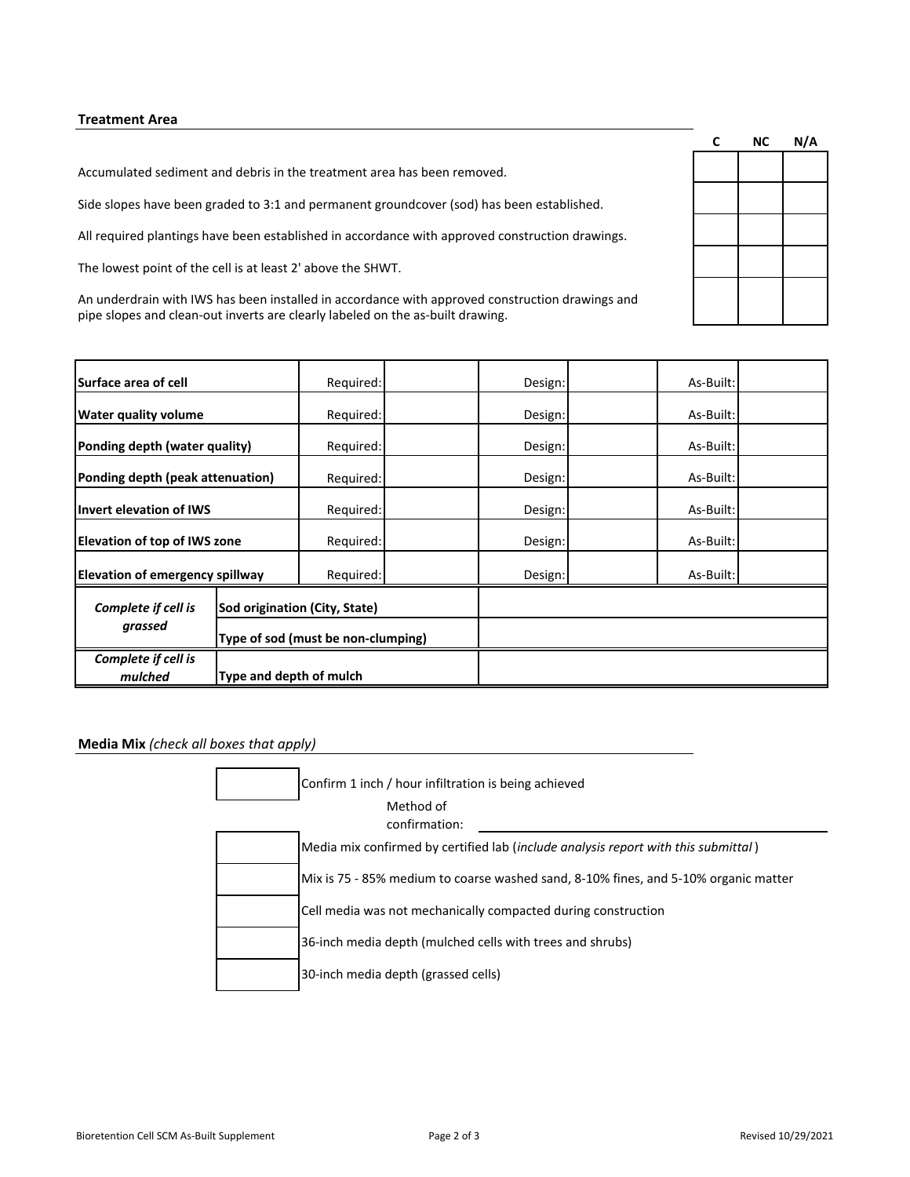**Treatment Area**

| | C | NC | N/A |
|---|---|---|---|
| Accumulated sediment and debris in the treatment area has been removed. | | | |
| Side slopes have been graded to 3:1 and permanent groundcover (sod) has been established. | | | |
| All required plantings have been established in accordance with approved construction drawings. | | | |
| The lowest point of the cell is at least 2' above the SHWT. | | | |
| An underdrain with IWS has been installed in accordance with approved construction drawings and pipe slopes and clean-out inverts are clearly labeled on the as-built drawing. | | | |

| | | | | | | |
|---|---|---|---|---|---|---|
| **Surface area of cell** | Required: | | Design: | | As-Built: | |
| **Water quality volume** | Required: | | Design: | | As-Built: | |
| **Ponding depth (water quality)** | Required: | | Design: | | As-Built: | |
| **Ponding depth (peak attenuation)** | Required: | | Design: | | As-Built: | |
| **Invert elevation of IWS** | Required: | | Design: | | As-Built: | |
| **Elevation of top of IWS zone** | Required: | | Design: | | As-Built: | |
| **Elevation of emergency spillway** | Required: | | Design: | | As-Built: | |

| | | |
|---|---|---|
| ***Complete if cell is grassed*** | **Sod origination (City, State)** | |
| | **Type of sod (must be non-clumping)** | |
| ***Complete if cell is mulched*** | **Type and depth of mulch** | |

**Media Mix** *(check all boxes that apply)*

| | |
|---|---|
| | Confirm 1 inch / hour infiltration is being achieved<br>Method of confirmation: ______ |
| | Media mix confirmed by certified lab (*include analysis report with this submittal*) |
| | Mix is 75 - 85% medium to coarse washed sand, 8-10% fines, and 5-10% organic matter |
| | Cell media was not mechanically compacted during construction |
| | 36-inch media depth (mulched cells with trees and shrubs) |
| | 30-inch media depth (grassed cells) |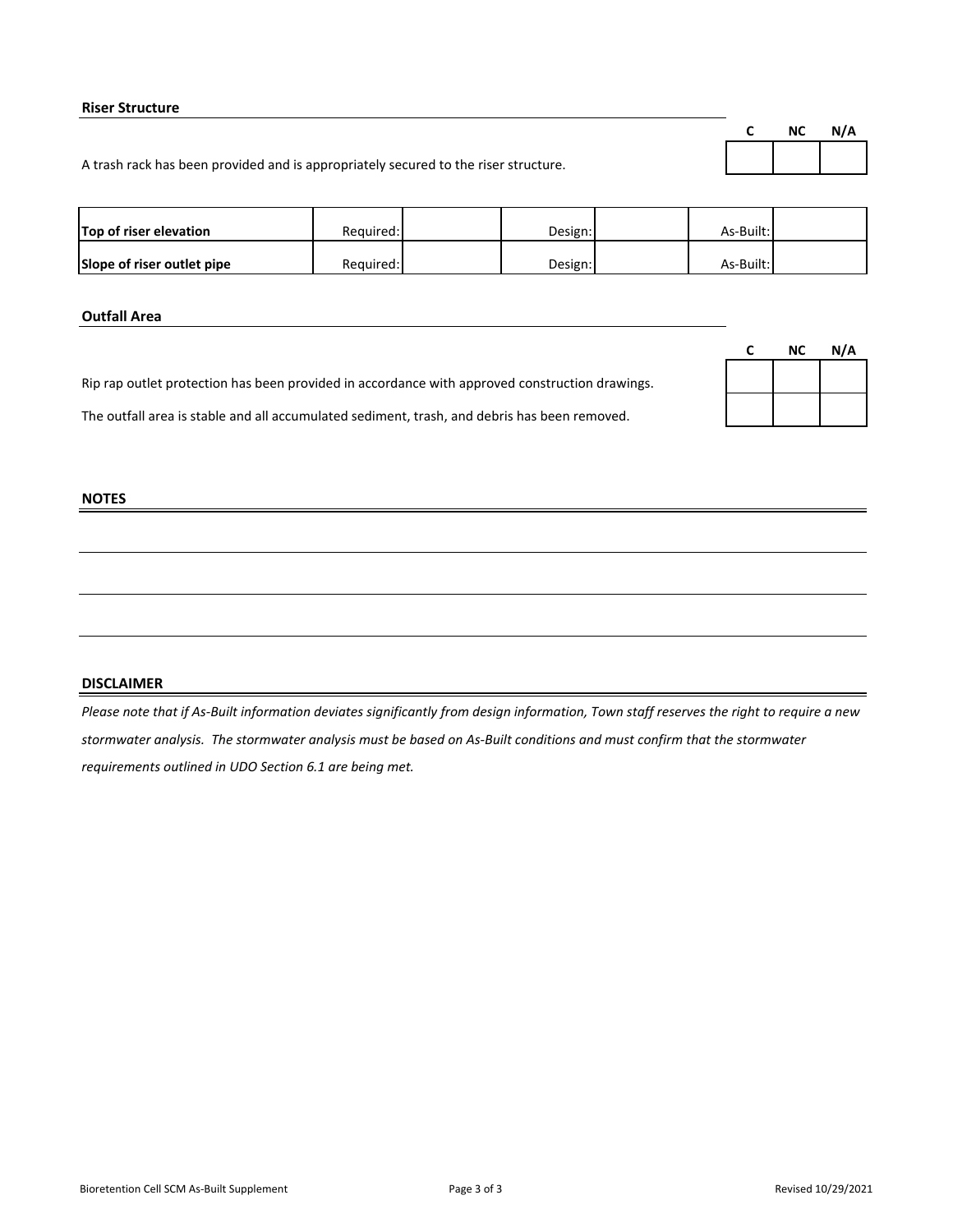### Riser Structure

| | C | NC | N/A |
|---|---|---|---|
| A trash rack has been provided and is appropriately secured to the riser structure. | | | |

| | | | | | | |
|---|---|---|---|---|---|---|
| **Top of riser elevation** | Required: | | Design: | | As-Built: | |
| **Slope of riser outlet pipe** | Required: | | Design: | | As-Built: | |

### Outfall Area

| | C | NC | N/A |
|---|---|---|---|
| Rip rap outlet protection has been provided in accordance with approved construction drawings. | | | |
| The outfall area is stable and all accumulated sediment, trash, and debris has been removed. | | | |

### NOTES

### DISCLAIMER

*Please note that if As-Built information deviates significantly from design information, Town staff reserves the right to require a new stormwater analysis. The stormwater analysis must be based on As-Built conditions and must confirm that the stormwater requirements outlined in UDO Section 6.1 are being met.*